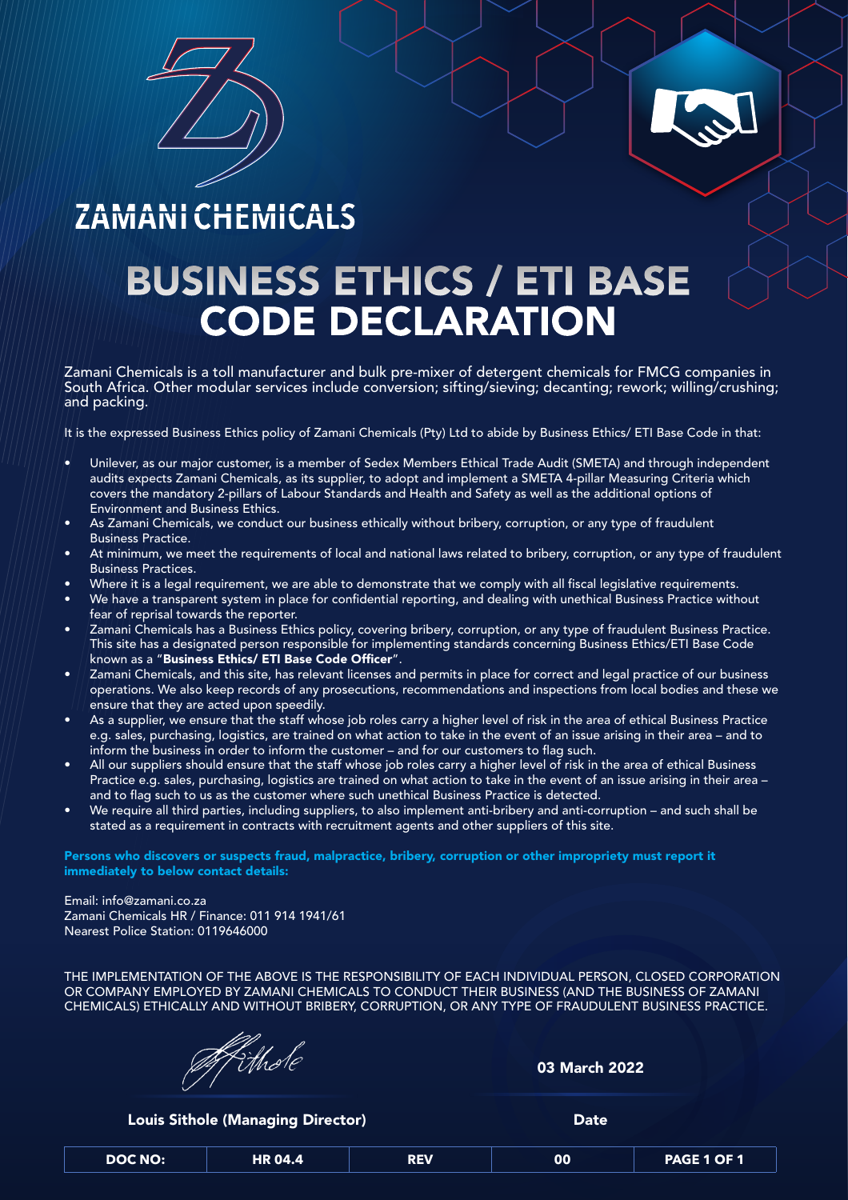ZAMANI CHEMICALS

# BUSINESS ETHICS / ETI BASE CODE DECLARATION

Zamani Chemicals is a toll manufacturer and bulk pre-mixer of detergent chemicals for FMCG companies in South Africa. Other modular services include conversion; sifting/sieving; decanting; rework; willing/crushing; and packing.

It is the expressed Business Ethics policy of Zamani Chemicals (Pty) Ltd to abide by Business Ethics/ ETI Base Code in that:

- Unilever, as our major customer, is a member of Sedex Members Ethical Trade Audit (SMETA) and through independent audits expects Zamani Chemicals, as its supplier, to adopt and implement a SMETA 4-pillar Measuring Criteria which covers the mandatory 2-pillars of Labour Standards and Health and Safety as well as the additional options of Environment and Business Ethics.
- As Zamani Chemicals, we conduct our business ethically without bribery, corruption, or any type of fraudulent Business Practice.
- At minimum, we meet the requirements of local and national laws related to bribery, corruption, or any type of fraudulent Business Practices.
- Where it is a legal requirement, we are able to demonstrate that we comply with all fiscal legislative requirements.
- We have a transparent system in place for confidential reporting, and dealing with unethical Business Practice without fear of reprisal towards the reporter.
- Zamani Chemicals has a Business Ethics policy, covering bribery, corruption, or any type of fraudulent Business Practice. This site has a designated person responsible for implementing standards concerning Business Ethics/ETI Base Code known as a "**Business Ethics/ ETI Base Code Officer**".
- Zamani Chemicals, and this site, has relevant licenses and permits in place for correct and legal practice of our business operations. We also keep records of any prosecutions, recommendations and inspections from local bodies and these we ensure that they are acted upon speedily.
- As a supplier, we ensure that the staff whose job roles carry a higher level of risk in the area of ethical Business Practice e.g. sales, purchasing, logistics, are trained on what action to take in the event of an issue arising in their area – and to inform the business in order to inform the customer – and for our customers to flag such.
- All our suppliers should ensure that the staff whose job roles carry a higher level of risk in the area of ethical Business Practice e.g. sales, purchasing, logistics are trained on what action to take in the event of an issue arising in their area – and to flag such to us as the customer where such unethical Business Practice is detected.
- We require all third parties, including suppliers, to also implement anti-bribery and anti-corruption – and such shall be stated as a requirement in contracts with recruitment agents and other suppliers of this site.

**Persons who discovers or suspects fraud, malpractice, bribery, corruption or other impropriety must report it immediately to below contact details:**

Email: info@zamani.co.za
Zamani Chemicals HR / Finance: 011 914 1941/61
Nearest Police Station: 0119646000

THE IMPLEMENTATION OF THE ABOVE IS THE RESPONSIBILITY OF EACH INDIVIDUAL PERSON, CLOSED CORPORATION OR COMPANY EMPLOYED BY ZAMANI CHEMICALS TO CONDUCT THEIR BUSINESS (AND THE BUSINESS OF ZAMANI CHEMICALS) ETHICALLY AND WITHOUT BRIBERY, CORRUPTION, OR ANY TYPE OF FRAUDULENT BUSINESS PRACTICE.

| Louis Sithole (Managing Director) | 03 March 2022 |
| --- | --- |
| Signature | Date |

| DOC NO: | HR 04.4 | REV | 00 | PAGE 1 OF 1 |
| --- | --- | --- | --- | --- |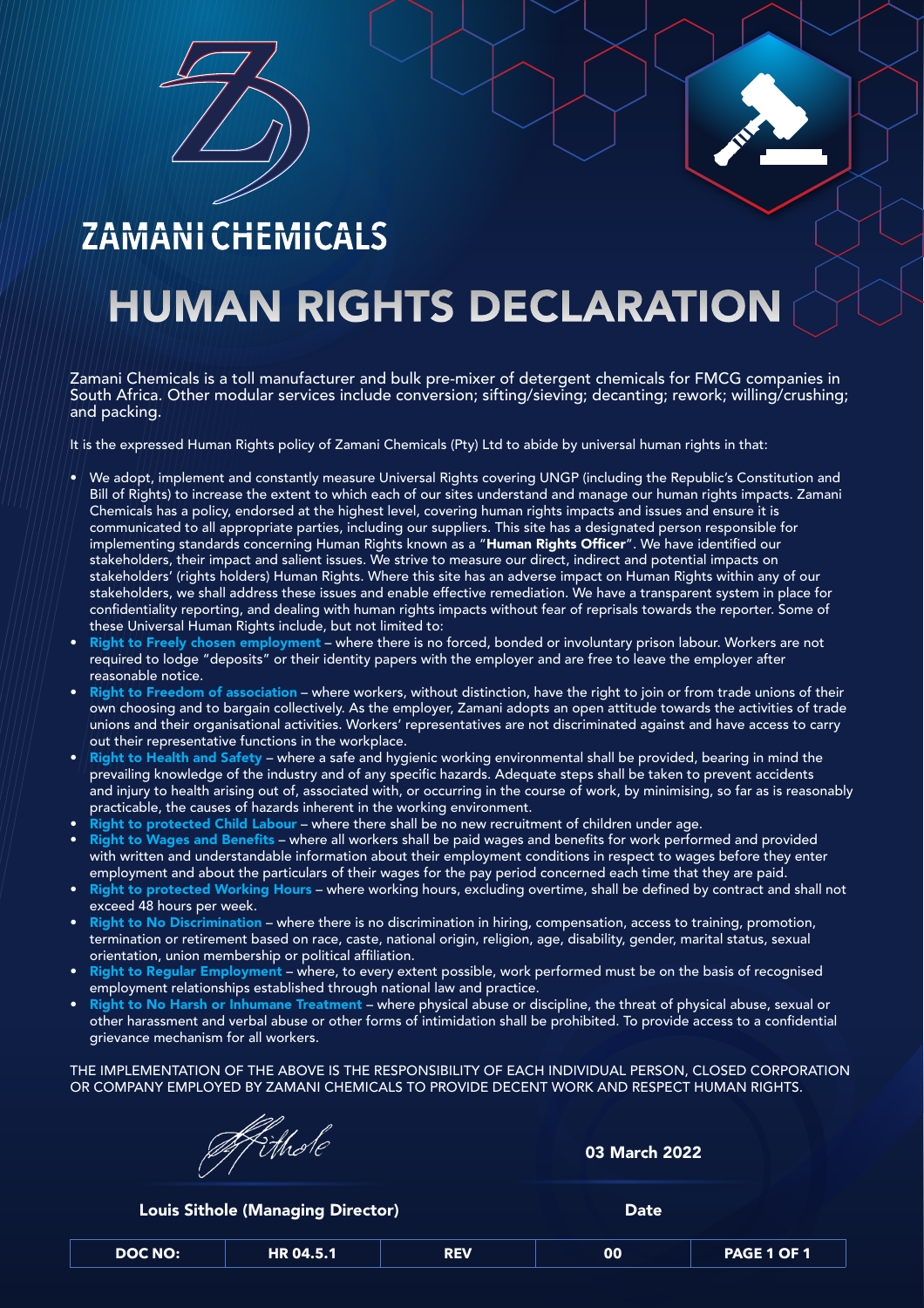# ZAMANI CHEMICALS

# HUMAN RIGHTS DECLARATION

Zamani Chemicals is a toll manufacturer and bulk pre-mixer of detergent chemicals for FMCG companies in South Africa. Other modular services include conversion; sifting/sieving; decanting; rework; willing/crushing; and packing.

It is the expressed Human Rights policy of Zamani Chemicals (Pty) Ltd to abide by universal human rights in that:

- We adopt, implement and constantly measure Universal Rights covering UNGP (including the Republic's Constitution and Bill of Rights) to increase the extent to which each of our sites understand and manage our human rights impacts. Zamani Chemicals has a policy, endorsed at the highest level, covering human rights impacts and issues and ensure it is communicated to all appropriate parties, including our suppliers. This site has a designated person responsible for implementing standards concerning Human Rights known as a "**Human Rights Officer**". We have identified our stakeholders, their impact and salient issues. We strive to measure our direct, indirect and potential impacts on stakeholders' (rights holders) Human Rights. Where this site has an adverse impact on Human Rights within any of our stakeholders, we shall address these issues and enable effective remediation. We have a transparent system in place for confidentiality reporting, and dealing with human rights impacts without fear of reprisals towards the reporter. Some of these Universal Human Rights include, but not limited to:
- **Right to Freely chosen employment** – where there is no forced, bonded or involuntary prison labour. Workers are not required to lodge "deposits" or their identity papers with the employer and are free to leave the employer after reasonable notice.
- **Right to Freedom of association** – where workers, without distinction, have the right to join or from trade unions of their own choosing and to bargain collectively. As the employer, Zamani adopts an open attitude towards the activities of trade unions and their organisational activities. Workers' representatives are not discriminated against and have access to carry out their representative functions in the workplace.
- **Right to Health and Safety** – where a safe and hygienic working environmental shall be provided, bearing in mind the prevailing knowledge of the industry and of any specific hazards. Adequate steps shall be taken to prevent accidents and injury to health arising out of, associated with, or occurring in the course of work, by minimising, so far as is reasonably practicable, the causes of hazards inherent in the working environment.
- **Right to protected Child Labour** – where there shall be no new recruitment of children under age.
- **Right to Wages and Benefits** – where all workers shall be paid wages and benefits for work performed and provided with written and understandable information about their employment conditions in respect to wages before they enter employment and about the particulars of their wages for the pay period concerned each time that they are paid.
- **Right to protected Working Hours** – where working hours, excluding overtime, shall be defined by contract and shall not exceed 48 hours per week.
- **Right to No Discrimination** – where there is no discrimination in hiring, compensation, access to training, promotion, termination or retirement based on race, caste, national origin, religion, age, disability, gender, marital status, sexual orientation, union membership or political affiliation.
- **Right to Regular Employment** – where, to every extent possible, work performed must be on the basis of recognised employment relationships established through national law and practice.
- **Right to No Harsh or Inhumane Treatment** – where physical abuse or discipline, the threat of physical abuse, sexual or other harassment and verbal abuse or other forms of intimidation shall be prohibited. To provide access to a confidential grievance mechanism for all workers.

THE IMPLEMENTATION OF THE ABOVE IS THE RESPONSIBILITY OF EACH INDIVIDUAL PERSON, CLOSED CORPORATION OR COMPANY EMPLOYED BY ZAMANI CHEMICALS TO PROVIDE DECENT WORK AND RESPECT HUMAN RIGHTS.

| | |
|---|---|
| *(signature)* | 03 March 2022 |
| **Louis Sithole (Managing Director)** | **Date** |

| DOC NO: | HR 04.5.1 | REV | 00 | PAGE 1 OF 1 |
|---|---|---|---|---|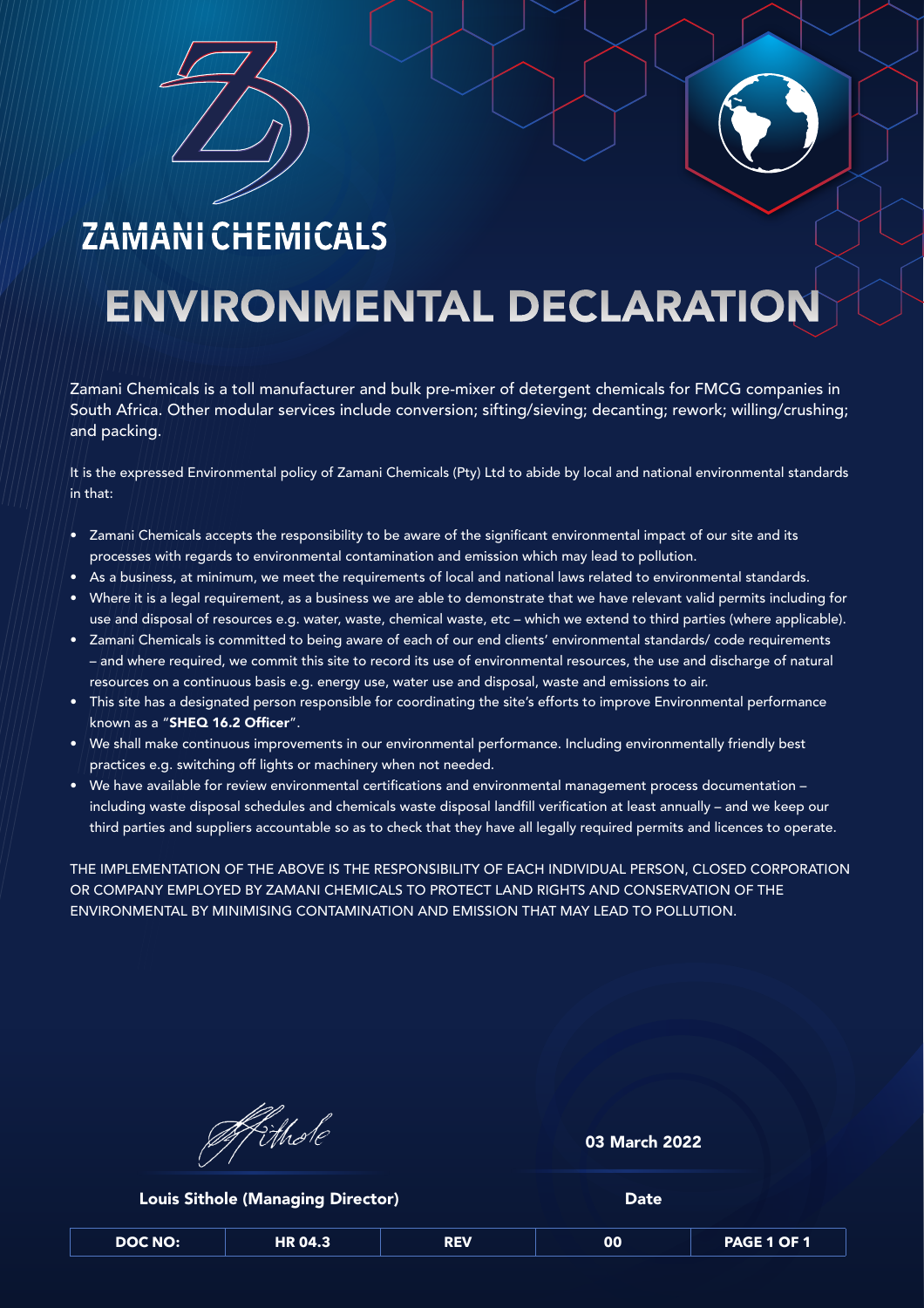# ZAMANI CHEMICALS

# ENVIRONMENTAL DECLARATION

Zamani Chemicals is a toll manufacturer and bulk pre-mixer of detergent chemicals for FMCG companies in South Africa. Other modular services include conversion; sifting/sieving; decanting; rework; willing/crushing; and packing.

It is the expressed Environmental policy of Zamani Chemicals (Pty) Ltd to abide by local and national environmental standards in that:

- Zamani Chemicals accepts the responsibility to be aware of the significant environmental impact of our site and its processes with regards to environmental contamination and emission which may lead to pollution.
- As a business, at minimum, we meet the requirements of local and national laws related to environmental standards.
- Where it is a legal requirement, as a business we are able to demonstrate that we have relevant valid permits including for use and disposal of resources e.g. water, waste, chemical waste, etc – which we extend to third parties (where applicable).
- Zamani Chemicals is committed to being aware of each of our end clients' environmental standards/ code requirements – and where required, we commit this site to record its use of environmental resources, the use and discharge of natural resources on a continuous basis e.g. energy use, water use and disposal, waste and emissions to air.
- This site has a designated person responsible for coordinating the site's efforts to improve Environmental performance known as a "**SHEQ 16.2 Officer**".
- We shall make continuous improvements in our environmental performance. Including environmentally friendly best practices e.g. switching off lights or machinery when not needed.
- We have available for review environmental certifications and environmental management process documentation – including waste disposal schedules and chemicals waste disposal landfill verification at least annually – and we keep our third parties and suppliers accountable so as to check that they have all legally required permits and licences to operate.

THE IMPLEMENTATION OF THE ABOVE IS THE RESPONSIBILITY OF EACH INDIVIDUAL PERSON, CLOSED CORPORATION OR COMPANY EMPLOYED BY ZAMANI CHEMICALS TO PROTECT LAND RIGHTS AND CONSERVATION OF THE ENVIRONMENTAL BY MINIMISING CONTAMINATION AND EMISSION THAT MAY LEAD TO POLLUTION.

**Louis Sithole (Managing Director)**

**03 March 2022**

**Date**

| DOC NO: | HR 04.3 | REV | 00 | PAGE 1 OF 1 |
|---|---|---|---|---|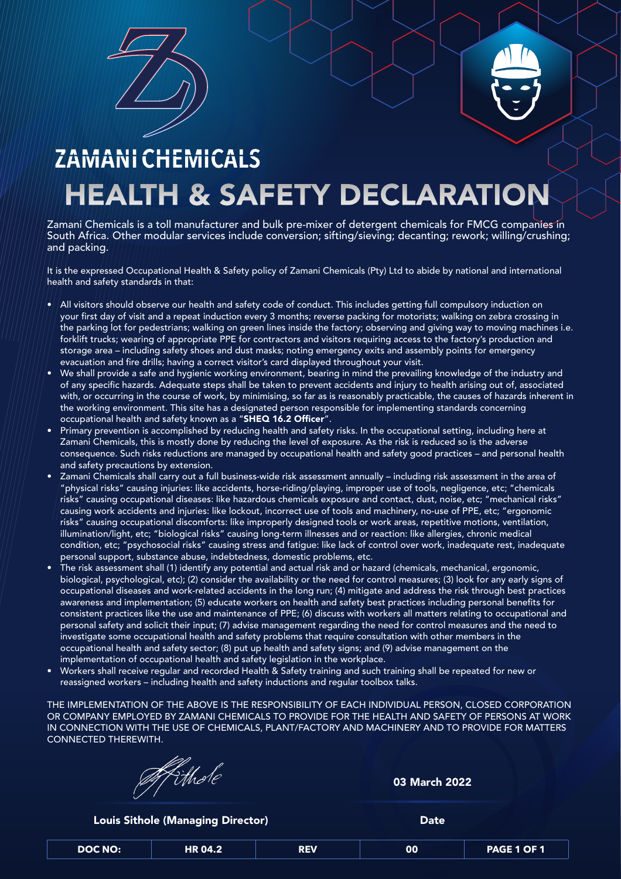# ZAMANI CHEMICALS

# HEALTH & SAFETY DECLARATION

Zamani Chemicals is a toll manufacturer and bulk pre-mixer of detergent chemicals for FMCG companies in South Africa. Other modular services include conversion; sifting/sieving; decanting; rework; willing/crushing; and packing.

It is the expressed Occupational Health & Safety policy of Zamani Chemicals (Pty) Ltd to abide by national and international health and safety standards in that:

- All visitors should observe our health and safety code of conduct. This includes getting full compulsory induction on your first day of visit and a repeat induction every 3 months; reverse packing for motorists; walking on zebra crossing in the parking lot for pedestrians; walking on green lines inside the factory; observing and giving way to moving machines i.e. forklift trucks; wearing of appropriate PPE for contractors and visitors requiring access to the factory's production and storage area – including safety shoes and dust masks; noting emergency exits and assembly points for emergency evacuation and fire drills; having a correct visitor's card displayed throughout your visit.
- We shall provide a safe and hygienic working environment, bearing in mind the prevailing knowledge of the industry and of any specific hazards. Adequate steps shall be taken to prevent accidents and injury to health arising out of, associated with, or occurring in the course of work, by minimising, so far as is reasonably practicable, the causes of hazards inherent in the working environment. This site has a designated person responsible for implementing standards concerning occupational health and safety known as a "**SHEQ 16.2 Officer**".
- Primary prevention is accomplished by reducing health and safety risks. In the occupational setting, including here at Zamani Chemicals, this is mostly done by reducing the level of exposure. As the risk is reduced so is the adverse consequence. Such risks reductions are managed by occupational health and safety good practices – and personal health and safety precautions by extension.
- Zamani Chemicals shall carry out a full business-wide risk assessment annually – including risk assessment in the area of "physical risks" causing injuries: like accidents, horse-riding/playing, improper use of tools, negligence, etc; "chemicals risks" causing occupational diseases: like hazardous chemicals exposure and contact, dust, noise, etc; "mechanical risks" causing work accidents and injuries: like lockout, incorrect use of tools and machinery, no-use of PPE, etc; "ergonomic risks" causing occupational discomforts: like improperly designed tools or work areas, repetitive motions, ventilation, illumination/light, etc; "biological risks" causing long-term illnesses and or reaction: like allergies, chronic medical condition, etc; "psychosocial risks" causing stress and fatigue: like lack of control over work, inadequate rest, inadequate personal support, substance abuse, indebtedness, domestic problems, etc.
- The risk assessment shall (1) identify any potential and actual risk and or hazard (chemicals, mechanical, ergonomic, biological, psychological, etc); (2) consider the availability or the need for control measures; (3) look for any early signs of occupational diseases and work-related accidents in the long run; (4) mitigate and address the risk through best practices awareness and implementation; (5) educate workers on health and safety best practices including personal benefits for consistent practices like the use and maintenance of PPE; (6) discuss with workers all matters relating to occupational and personal safety and solicit their input; (7) advise management regarding the need for control measures and the need to investigate some occupational health and safety problems that require consultation with other members in the occupational health and safety sector; (8) put up health and safety signs; and (9) advise management on the implementation of occupational health and safety legislation in the workplace.
- Workers shall receive regular and recorded Health & Safety training and such training shall be repeated for new or reassigned workers – including health and safety inductions and regular toolbox talks.

THE IMPLEMENTATION OF THE ABOVE IS THE RESPONSIBILITY OF EACH INDIVIDUAL PERSON, CLOSED CORPORATION OR COMPANY EMPLOYED BY ZAMANI CHEMICALS TO PROVIDE FOR THE HEALTH AND SAFETY OF PERSONS AT WORK IN CONNECTION WITH THE USE OF CHEMICALS, PLANT/FACTORY AND MACHINERY AND TO PROVIDE FOR MATTERS CONNECTED THEREWITH.

| Louis Sithole (Managing Director) | 03 March 2022 |
|---|---|
| | Date |

| DOC NO: | HR 04.2 | REV | 00 | PAGE 1 OF 1 |
|---|---|---|---|---|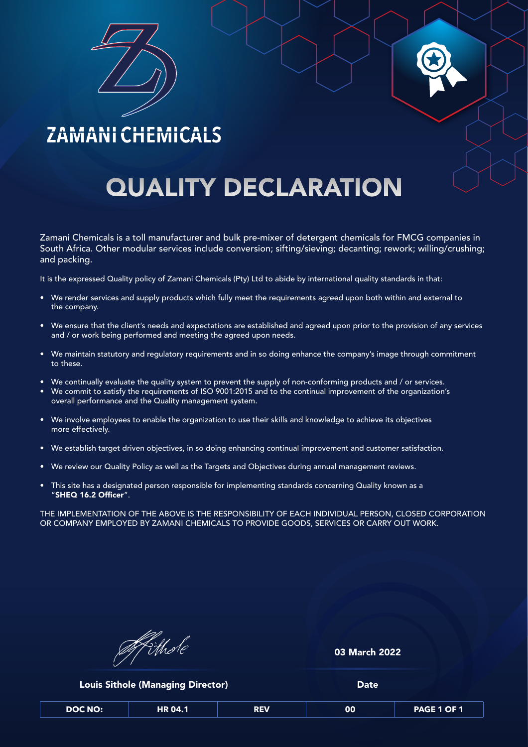ZAMANI CHEMICALS

# QUALITY DECLARATION

Zamani Chemicals is a toll manufacturer and bulk pre-mixer of detergent chemicals for FMCG companies in South Africa. Other modular services include conversion; sifting/sieving; decanting; rework; willing/crushing; and packing.

It is the expressed Quality policy of Zamani Chemicals (Pty) Ltd to abide by international quality standards in that:

- We render services and supply products which fully meet the requirements agreed upon both within and external to the company.
- We ensure that the client's needs and expectations are established and agreed upon prior to the provision of any services and / or work being performed and meeting the agreed upon needs.
- We maintain statutory and regulatory requirements and in so doing enhance the company's image through commitment to these.
- We continually evaluate the quality system to prevent the supply of non-conforming products and / or services.
- We commit to satisfy the requirements of ISO 9001:2015 and to the continual improvement of the organization's overall performance and the Quality management system.
- We involve employees to enable the organization to use their skills and knowledge to achieve its objectives more effectively.
- We establish target driven objectives, in so doing enhancing continual improvement and customer satisfaction.
- We review our Quality Policy as well as the Targets and Objectives during annual management reviews.
- This site has a designated person responsible for implementing standards concerning Quality known as a "**SHEQ 16.2 Officer**".

THE IMPLEMENTATION OF THE ABOVE IS THE RESPONSIBILITY OF EACH INDIVIDUAL PERSON, CLOSED CORPORATION OR COMPANY EMPLOYED BY ZAMANI CHEMICALS TO PROVIDE GOODS, SERVICES OR CARRY OUT WORK.

**Louis Sithole (Managing Director)**

**03 March 2022**

**Date**

| DOC NO: | HR 04.1 | REV | 00 | PAGE 1 OF 1 |
|---|---|---|---|---|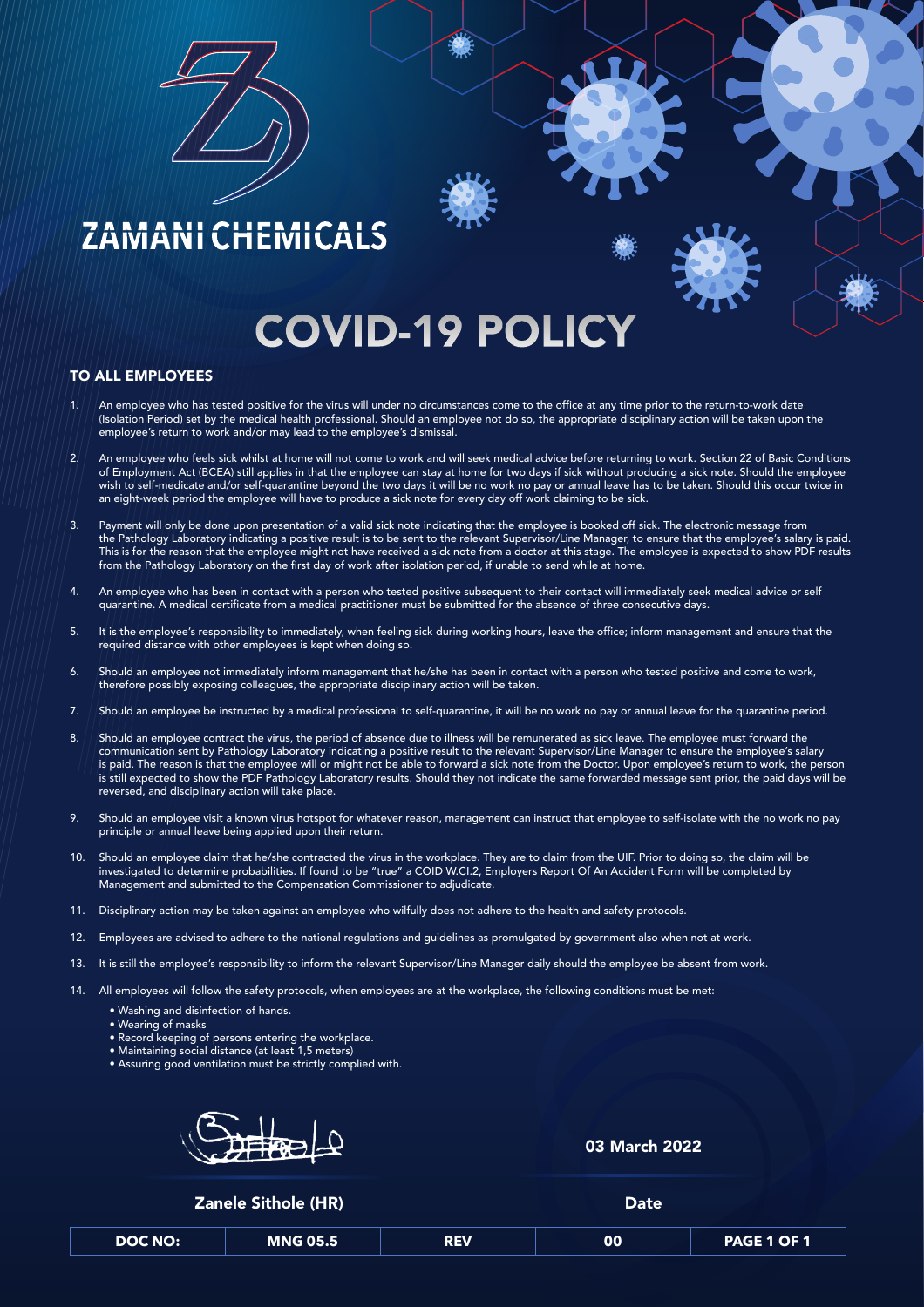# ZAMANI CHEMICALS

# COVID-19 POLICY

**TO ALL EMPLOYEES**

1. An employee who has tested positive for the virus will under no circumstances come to the office at any time prior to the return-to-work date (Isolation Period) set by the medical health professional. Should an employee not do so, the appropriate disciplinary action will be taken upon the employee's return to work and/or may lead to the employee's dismissal.

2. An employee who feels sick whilst at home will not come to work and will seek medical advice before returning to work. Section 22 of Basic Conditions of Employment Act (BCEA) still applies in that the employee can stay at home for two days if sick without producing a sick note. Should the employee wish to self-medicate and/or self-quarantine beyond the two days it will be no work no pay or annual leave has to be taken. Should this occur twice in an eight-week period the employee will have to produce a sick note for every day off work claiming to be sick.

3. Payment will only be done upon presentation of a valid sick note indicating that the employee is booked off sick. The electronic message from the Pathology Laboratory indicating a positive result is to be sent to the relevant Supervisor/Line Manager, to ensure that the employee's salary is paid. This is for the reason that the employee might not have received a sick note from a doctor at this stage. The employee is expected to show PDF results from the Pathology Laboratory on the first day of work after isolation period, if unable to send while at home.

4. An employee who has been in contact with a person who tested positive subsequent to their contact will immediately seek medical advice or self quarantine. A medical certificate from a medical practitioner must be submitted for the absence of three consecutive days.

5. It is the employee's responsibility to immediately, when feeling sick during working hours, leave the office; inform management and ensure that the required distance with other employees is kept when doing so.

6. Should an employee not immediately inform management that he/she has been in contact with a person who tested positive and come to work, therefore possibly exposing colleagues, the appropriate disciplinary action will be taken.

7. Should an employee be instructed by a medical professional to self-quarantine, it will be no work no pay or annual leave for the quarantine period.

8. Should an employee contract the virus, the period of absence due to illness will be remunerated as sick leave. The employee must forward the communication sent by Pathology Laboratory indicating a positive result to the relevant Supervisor/Line Manager to ensure the employee's salary is paid. The reason is that the employee will or might not be able to forward a sick note from the Doctor. Upon employee's return to work, the person is still expected to show the PDF Pathology Laboratory results. Should they not indicate the same forwarded message sent prior, the paid days will be reversed, and disciplinary action will take place.

9. Should an employee visit a known virus hotspot for whatever reason, management can instruct that employee to self-isolate with the no work no pay principle or annual leave being applied upon their return.

10. Should an employee claim that he/she contracted the virus in the workplace. They are to claim from the UIF. Prior to doing so, the claim will be investigated to determine probabilities. If found to be "true" a COID W.Cl.2, Employers Report Of An Accident Form will be completed by Management and submitted to the Compensation Commissioner to adjudicate.

11. Disciplinary action may be taken against an employee who wilfully does not adhere to the health and safety protocols.

12. Employees are advised to adhere to the national regulations and guidelines as promulgated by government also when not at work.

13. It is still the employee's responsibility to inform the relevant Supervisor/Line Manager daily should the employee be absent from work.

14. All employees will follow the safety protocols, when employees are at the workplace, the following conditions must be met:
    - Washing and disinfection of hands.
    - Wearing of masks
    - Record keeping of persons entering the workplace.
    - Maintaining social distance (at least 1,5 meters)
    - Assuring good ventilation must be strictly complied with.

Zanele Sithole (HR)

Date: 03 March 2022

| DOC NO: | MNG 05.5 | REV | 00 | PAGE 1 OF 1 |
| --- | --- | --- | --- | --- |